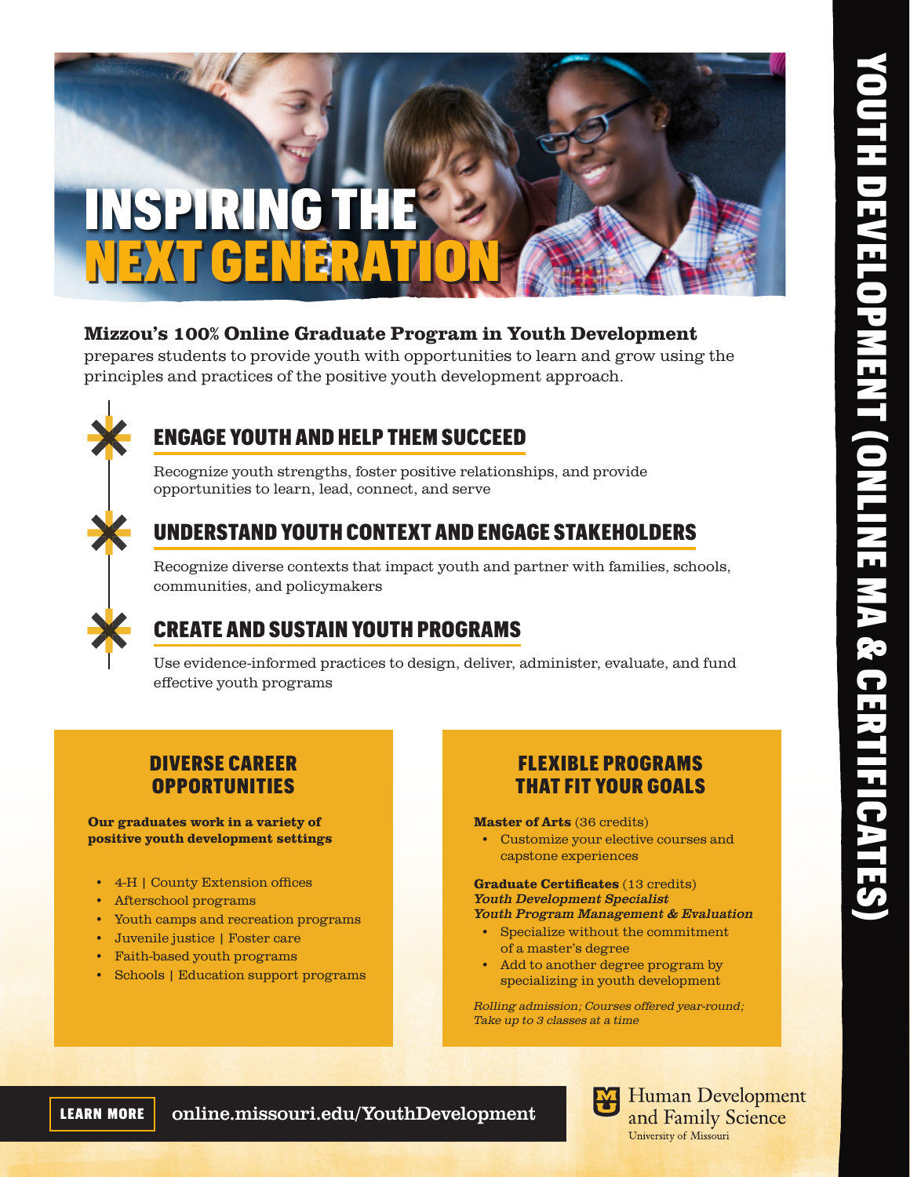# INSPIRING THE NEXT GENERATION

**Mizzou's 100% Online Graduate Program in Youth Development** prepares students to provide youth with opportunities to learn and grow using the principles and practices of the positive youth development approach.

## ENGAGE YOUTH AND HELP THEM SUCCEED

Recognize youth strengths, foster positive relationships, and provide opportunities to learn, lead, connect, and serve

## UNDERSTAND YOUTH CONTEXT AND ENGAGE STAKEHOLDERS

Recognize diverse contexts that impact youth and partner with families, schools, communities, and policymakers

## CREATE AND SUSTAIN YOUTH PROGRAMS

Use evidence-informed practices to design, deliver, administer, evaluate, and fund effective youth programs

### DIVERSE CAREER OPPORTUNITIES

**Our graduates work in a variety of positive youth development settings**

- 4-H | County Extension offices
- Afterschool programs
- Youth camps and recreation programs
- Juvenile justice | Foster care
- Faith-based youth programs
- Schools | Education support programs

### FLEXIBLE PROGRAMS THAT FIT YOUR GOALS

**Master of Arts** (36 credits)
- Customize your elective courses and capstone experiences

**Graduate Certificates** (13 credits)
***Youth Development Specialist***
***Youth Program Management & Evaluation***
- Specialize without the commitment of a master's degree
- Add to another degree program by specializing in youth development

*Rolling admission; Courses offered year-round; Take up to 3 classes at a time*

**LEARN MORE** online.missouri.edu/YouthDevelopment

Human Development and Family Science
University of Missouri

YOUTH DEVELOPMENT (ONLINE MA & CERTIFICATES)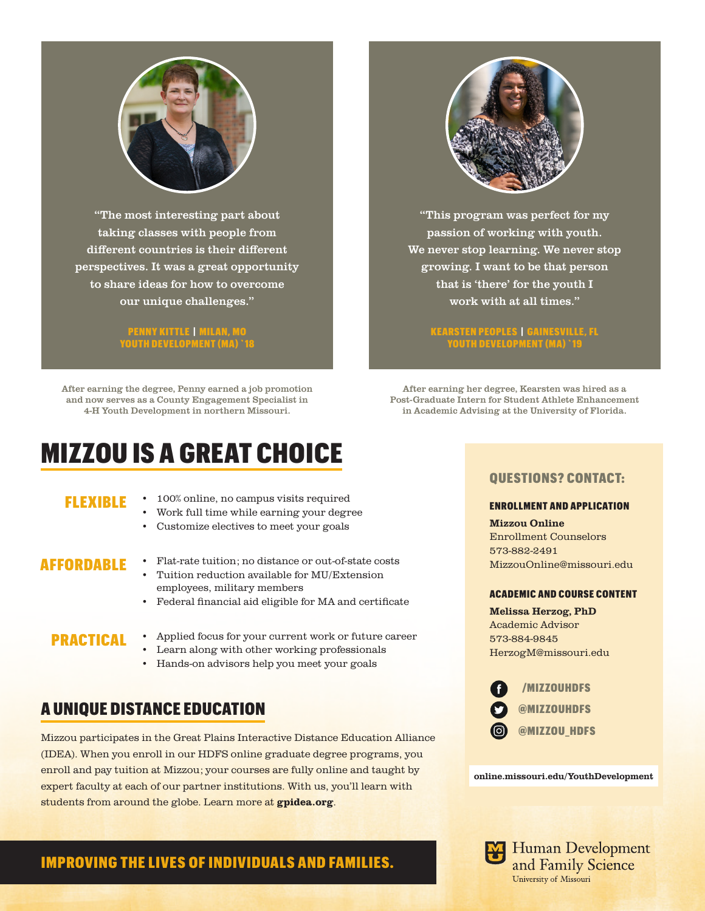"The most interesting part about taking classes with people from different countries is their different perspectives. It was a great opportunity to share ideas for how to overcome our unique challenges."

**PENNY KITTLE | MILAN, MO**
**YOUTH DEVELOPMENT (MA) '18**

After earning the degree, Penny earned a job promotion and now serves as a County Engagement Specialist in 4-H Youth Development in northern Missouri.

"This program was perfect for my passion of working with youth. We never stop learning. We never stop growing. I want to be that person that is 'there' for the youth I work with at all times."

**KEARSTEN PEOPLES | GAINESVILLE, FL**
**YOUTH DEVELOPMENT (MA) '19**

After earning her degree, Kearsten was hired as a Post-Graduate Intern for Student Athlete Enhancement in Academic Advising at the University of Florida.

# MIZZOU IS A GREAT CHOICE

**FLEXIBLE**

- 100% online, no campus visits required
- Work full time while earning your degree
- Customize electives to meet your goals

**AFFORDABLE**

- Flat-rate tuition; no distance or out-of-state costs
- Tuition reduction available for MU/Extension employees, military members
- Federal financial aid eligible for MA and certificate

**PRACTICAL**

- Applied focus for your current work or future career
- Learn along with other working professionals
- Hands-on advisors help you meet your goals

## A UNIQUE DISTANCE EDUCATION

Mizzou participates in the Great Plains Interactive Distance Education Alliance (IDEA). When you enroll in our HDFS online graduate degree programs, you enroll and pay tuition at Mizzou; your courses are fully online and taught by expert faculty at each of our partner institutions. With us, you'll learn with students from around the globe. Learn more at **gpidea.org**.

## QUESTIONS? CONTACT:

### ENROLLMENT AND APPLICATION

**Mizzou Online**
Enrollment Counselors
573-882-2491
MizzouOnline@missouri.edu

### ACADEMIC AND COURSE CONTENT

**Melissa Herzog, PhD**
Academic Advisor
573-884-9845
HerzogM@missouri.edu

/MIZZOUHDFS
@MIZZOUHDFS
@MIZZOU_HDFS

**online.missouri.edu/YouthDevelopment**

**IMPROVING THE LIVES OF INDIVIDUALS AND FAMILIES.**

Human Development and Family Science
University of Missouri